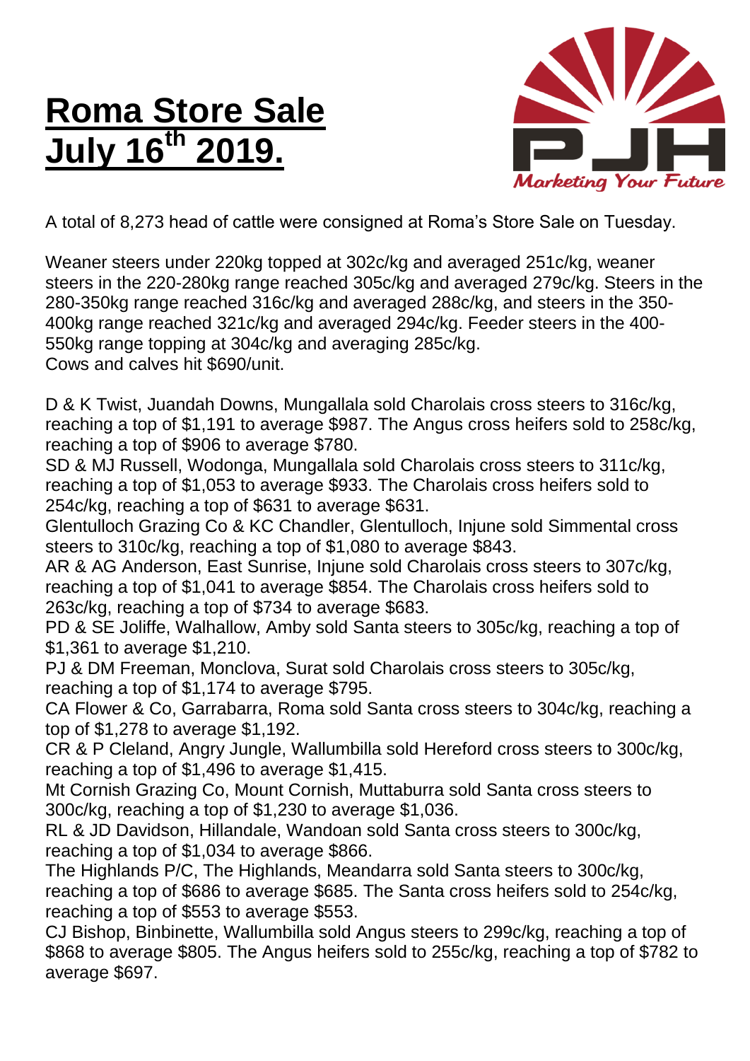# Roma Store Sale July 16th 2019.

A total of 8,273 head of cattle were consigned at Roma's Store Sale on Tuesday.

Weaner steers under 220kg topped at 302c/kg and averaged 251c/kg, weaner steers in the 220-280kg range reached 305c/kg and averaged 279c/kg. Steers in the 280-350kg range reached 316c/kg and averaged 288c/kg, and steers in the 350-400kg range reached 321c/kg and averaged 294c/kg. Feeder steers in the 400-550kg range topping at 304c/kg and averaging 285c/kg.
Cows and calves hit $690/unit.

D & K Twist, Juandah Downs, Mungallala sold Charolais cross steers to 316c/kg, reaching a top of $1,191 to average $987. The Angus cross heifers sold to 258c/kg, reaching a top of $906 to average $780.
SD & MJ Russell, Wodonga, Mungallala sold Charolais cross steers to 311c/kg, reaching a top of $1,053 to average $933. The Charolais cross heifers sold to 254c/kg, reaching a top of $631 to average $631.
Glentulloch Grazing Co & KC Chandler, Glentulloch, Injune sold Simmental cross steers to 310c/kg, reaching a top of $1,080 to average $843.
AR & AG Anderson, East Sunrise, Injune sold Charolais cross steers to 307c/kg, reaching a top of $1,041 to average $854. The Charolais cross heifers sold to 263c/kg, reaching a top of $734 to average $683.
PD & SE Joliffe, Walhallow, Amby sold Santa steers to 305c/kg, reaching a top of $1,361 to average $1,210.
PJ & DM Freeman, Monclova, Surat sold Charolais cross steers to 305c/kg, reaching a top of $1,174 to average $795.
CA Flower & Co, Garrabarra, Roma sold Santa cross steers to 304c/kg, reaching a top of $1,278 to average $1,192.
CR & P Cleland, Angry Jungle, Wallumbilla sold Hereford cross steers to 300c/kg, reaching a top of $1,496 to average $1,415.
Mt Cornish Grazing Co, Mount Cornish, Muttaburra sold Santa cross steers to 300c/kg, reaching a top of $1,230 to average $1,036.
RL & JD Davidson, Hillandale, Wandoan sold Santa cross steers to 300c/kg, reaching a top of $1,034 to average $866.
The Highlands P/C, The Highlands, Meandarra sold Santa steers to 300c/kg, reaching a top of $686 to average $685. The Santa cross heifers sold to 254c/kg, reaching a top of $553 to average $553.
CJ Bishop, Binbinette, Wallumbilla sold Angus steers to 299c/kg, reaching a top of $868 to average $805. The Angus heifers sold to 255c/kg, reaching a top of $782 to average $697.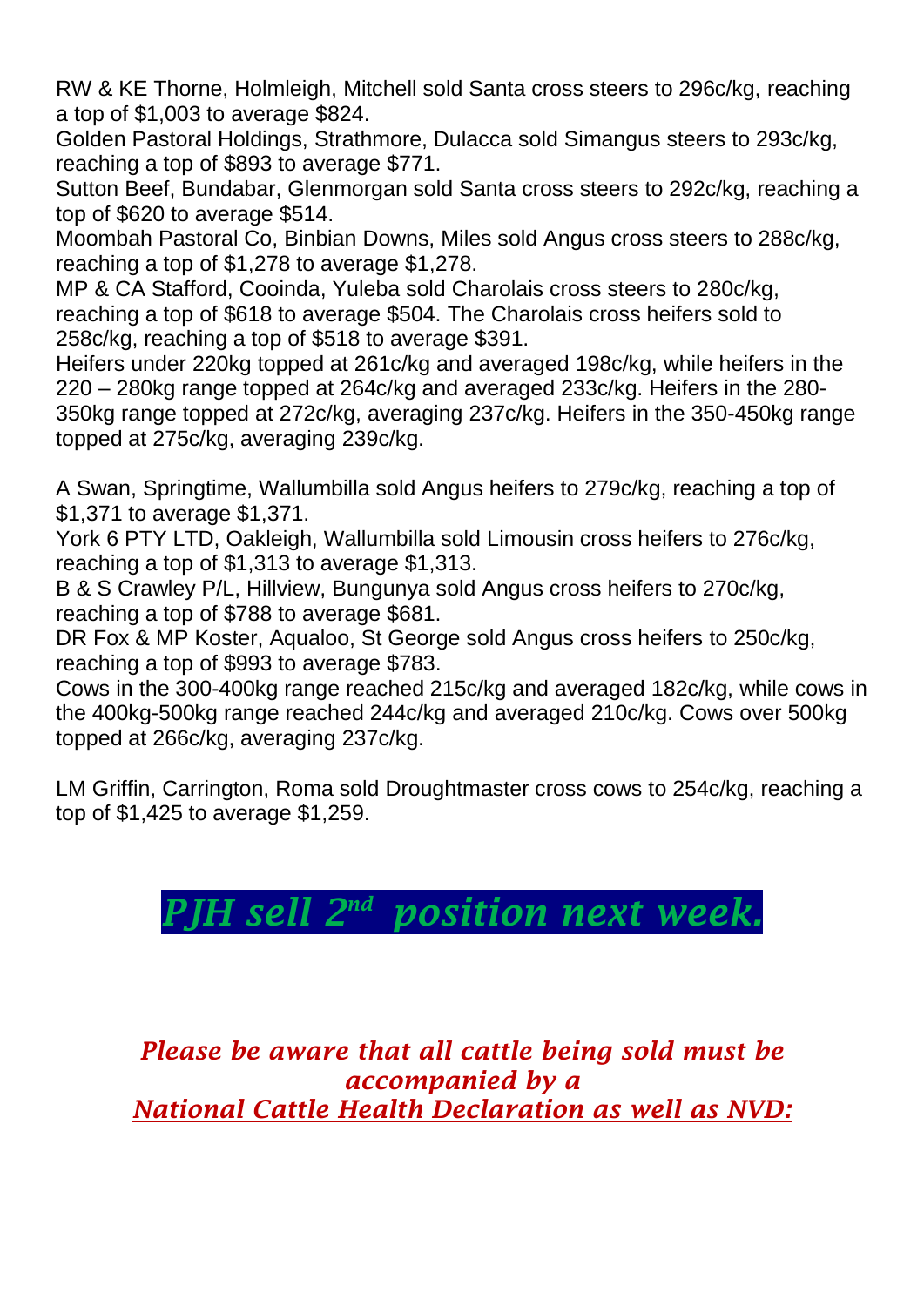RW & KE Thorne, Holmleigh, Mitchell sold Santa cross steers to 296c/kg, reaching a top of $1,003 to average $824.
Golden Pastoral Holdings, Strathmore, Dulacca sold Simangus steers to 293c/kg, reaching a top of $893 to average $771.
Sutton Beef, Bundabar, Glenmorgan sold Santa cross steers to 292c/kg, reaching a top of $620 to average $514.
Moombah Pastoral Co, Binbian Downs, Miles sold Angus cross steers to 288c/kg, reaching a top of $1,278 to average $1,278.
MP & CA Stafford, Cooinda, Yuleba sold Charolais cross steers to 280c/kg, reaching a top of $618 to average $504. The Charolais cross heifers sold to 258c/kg, reaching a top of $518 to average $391.
Heifers under 220kg topped at 261c/kg and averaged 198c/kg, while heifers in the 220 – 280kg range topped at 264c/kg and averaged 233c/kg. Heifers in the 280-350kg range topped at 272c/kg, averaging 237c/kg. Heifers in the 350-450kg range topped at 275c/kg, averaging 239c/kg.

A Swan, Springtime, Wallumbilla sold Angus heifers to 279c/kg, reaching a top of $1,371 to average $1,371.
York 6 PTY LTD, Oakleigh, Wallumbilla sold Limousin cross heifers to 276c/kg, reaching a top of $1,313 to average $1,313.
B & S Crawley P/L, Hillview, Bungunya sold Angus cross heifers to 270c/kg, reaching a top of $788 to average $681.
DR Fox & MP Koster, Aqualoo, St George sold Angus cross heifers to 250c/kg, reaching a top of $993 to average $783.
Cows in the 300-400kg range reached 215c/kg and averaged 182c/kg, while cows in the 400kg-500kg range reached 244c/kg and averaged 210c/kg. Cows over 500kg topped at 266c/kg, averaging 237c/kg.

LM Griffin, Carrington, Roma sold Droughtmaster cross cows to 254c/kg, reaching a top of $1,425 to average $1,259.

## *PJH sell 2nd position next week.*

*Please be aware that all cattle being sold must be accompanied by a*
*National Cattle Health Declaration as well as NVD:*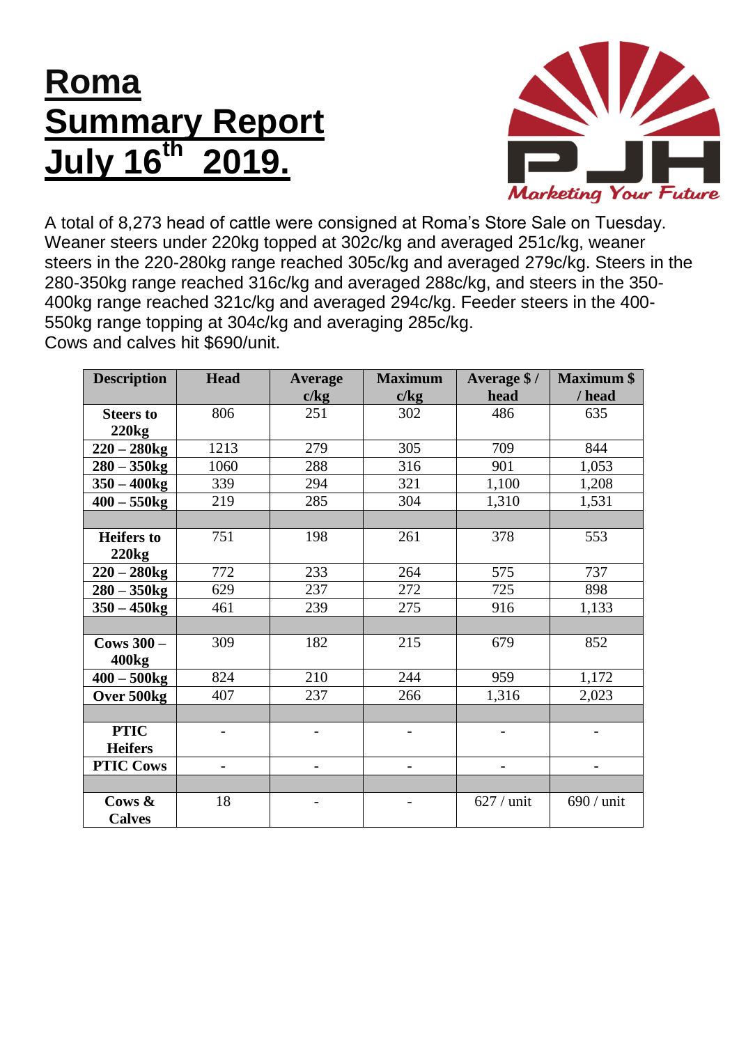# Roma Summary Report July 16th 2019.

Marketing Your Future

A total of 8,273 head of cattle were consigned at Roma's Store Sale on Tuesday. Weaner steers under 220kg topped at 302c/kg and averaged 251c/kg, weaner steers in the 220-280kg range reached 305c/kg and averaged 279c/kg. Steers in the 280-350kg range reached 316c/kg and averaged 288c/kg, and steers in the 350-400kg range reached 321c/kg and averaged 294c/kg. Feeder steers in the 400-550kg range topping at 304c/kg and averaging 285c/kg.
Cows and calves hit $690/unit.

| Description | Head | Average c/kg | Maximum c/kg | Average $ / head | Maximum $ / head |
|---|---|---|---|---|---|
| **Steers to 220kg** | 806 | 251 | 302 | 486 | 635 |
| **220 – 280kg** | 1213 | 279 | 305 | 709 | 844 |
| **280 – 350kg** | 1060 | 288 | 316 | 901 | 1,053 |
| **350 – 400kg** | 339 | 294 | 321 | 1,100 | 1,208 |
| **400 – 550kg** | 219 | 285 | 304 | 1,310 | 1,531 |
| | | | | | |
| **Heifers to 220kg** | 751 | 198 | 261 | 378 | 553 |
| **220 – 280kg** | 772 | 233 | 264 | 575 | 737 |
| **280 – 350kg** | 629 | 237 | 272 | 725 | 898 |
| **350 – 450kg** | 461 | 239 | 275 | 916 | 1,133 |
| | | | | | |
| **Cows 300 – 400kg** | 309 | 182 | 215 | 679 | 852 |
| **400 – 500kg** | 824 | 210 | 244 | 959 | 1,172 |
| **Over 500kg** | 407 | 237 | 266 | 1,316 | 2,023 |
| | | | | | |
| **PTIC Heifers** | - | - | - | - | - |
| **PTIC Cows** | - | - | - | - | - |
| | | | | | |
| **Cows & Calves** | 18 | - | - | 627 / unit | 690 / unit |